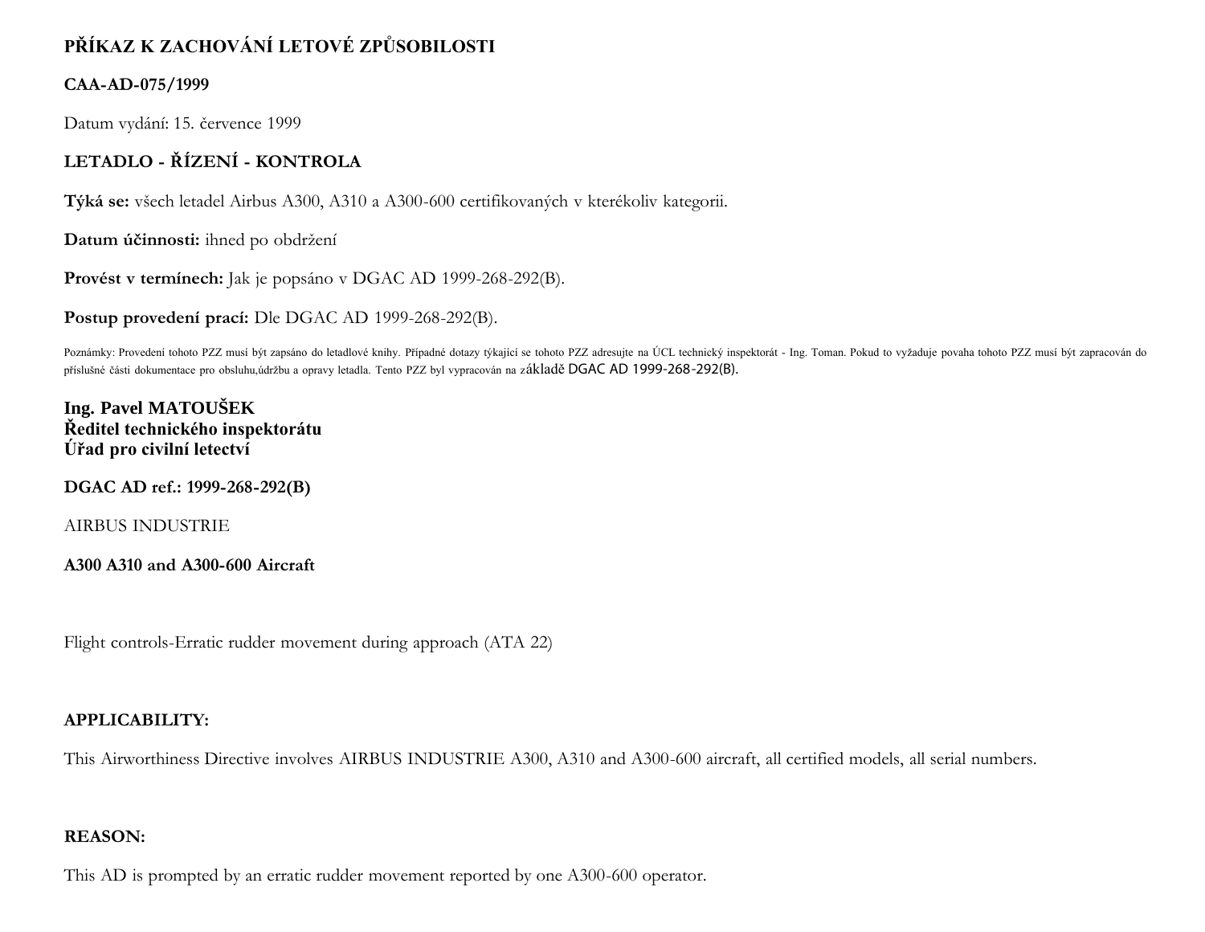**PŘÍKAZ K ZACHOVÁNÍ LETOVÉ ZPŮSOBILOSTI**

**CAA-AD-075/1999**

Datum vydání: 15. července 1999

**LETADLO - ŘÍZENÍ - KONTROLA**

**Týká se:** všech letadel Airbus A300, A310 a A300-600 certifikovaných v kterékoliv kategorii.

**Datum účinnosti:** ihned po obdržení

**Provést v termínech:** Jak je popsáno v DGAC AD 1999-268-292(B).

**Postup provedení prací:** Dle DGAC AD 1999-268-292(B).

Poznámky: Provedení tohoto PZZ musí být zapsáno do letadlové knihy. Případné dotazy týkající se tohoto PZZ adresujte na ÚCL technický inspektorát - Ing. Toman. Pokud to vyžaduje povaha tohoto PZZ musí být zapracován do příslušné části dokumentace pro obsluhu,údržbu a opravy letadla. Tento PZZ byl vypracován na základě DGAC AD 1999-268-292(B).

**Ing. Pavel MATOUŠEK**
**Ředitel technického inspektorátu**
**Úřad pro civilní letectví**

**DGAC AD ref.: 1999-268-292(B)**

AIRBUS INDUSTRIE

**A300 A310 and A300-600 Aircraft**

Flight controls-Erratic rudder movement during approach (ATA 22)

**APPLICABILITY:**

This Airworthiness Directive involves AIRBUS INDUSTRIE A300, A310 and A300-600 aircraft, all certified models, all serial numbers.

**REASON:**

This AD is prompted by an erratic rudder movement reported by one A300-600 operator.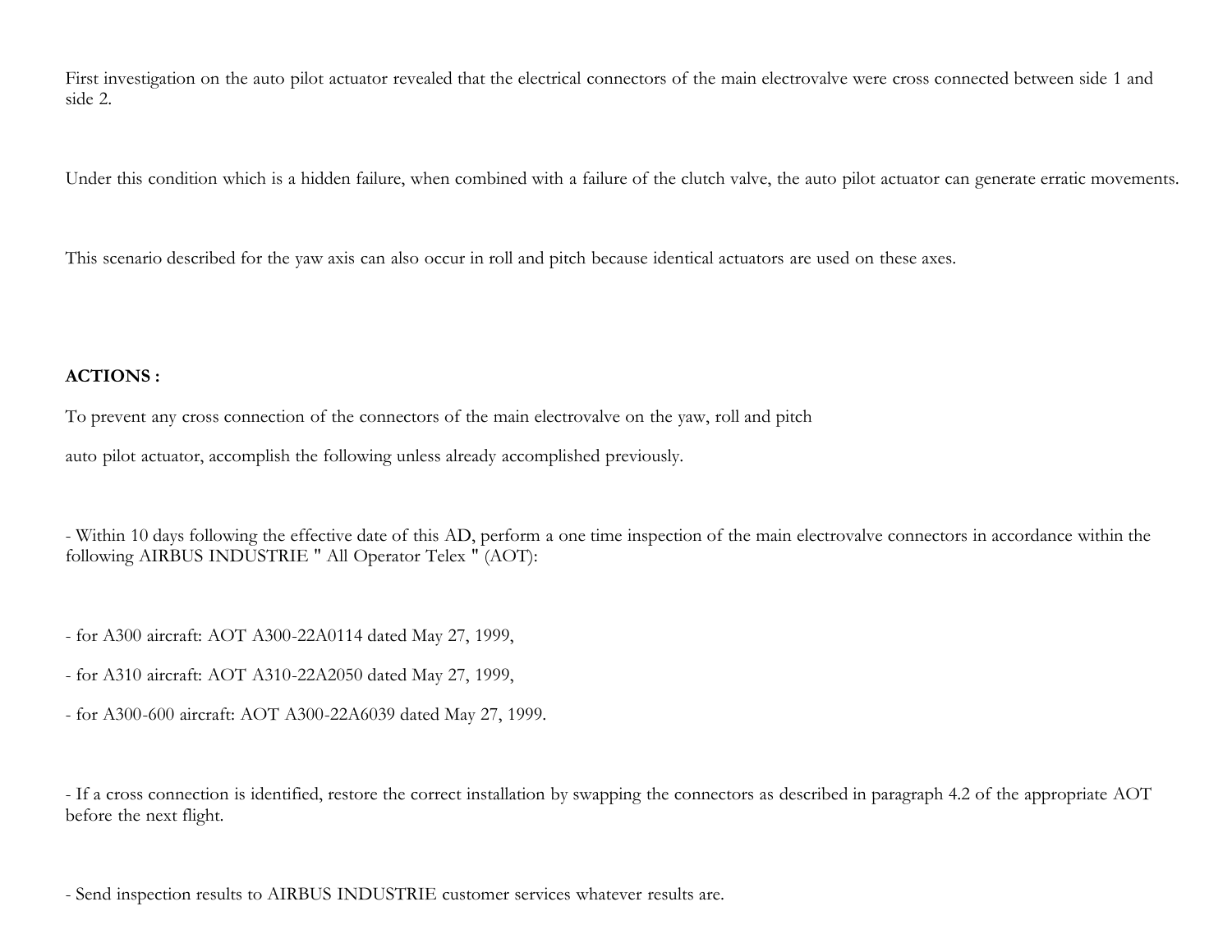First investigation on the auto pilot actuator revealed that the electrical connectors of the main electrovalve were cross connected between side 1 and side 2.

Under this condition which is a hidden failure, when combined with a failure of the clutch valve, the auto pilot actuator can generate erratic movements.

This scenario described for the yaw axis can also occur in roll and pitch because identical actuators are used on these axes.

**ACTIONS :**

To prevent any cross connection of the connectors of the main electrovalve on the yaw, roll and pitch

auto pilot actuator, accomplish the following unless already accomplished previously.

- Within 10 days following the effective date of this AD, perform a one time inspection of the main electrovalve connectors in accordance within the following AIRBUS INDUSTRIE " All Operator Telex " (AOT):

- for A300 aircraft: AOT A300-22A0114 dated May 27, 1999,
- for A310 aircraft: AOT A310-22A2050 dated May 27, 1999,
- for A300-600 aircraft: AOT A300-22A6039 dated May 27, 1999.

- If a cross connection is identified, restore the correct installation by swapping the connectors as described in paragraph 4.2 of the appropriate AOT before the next flight.

- Send inspection results to AIRBUS INDUSTRIE customer services whatever results are.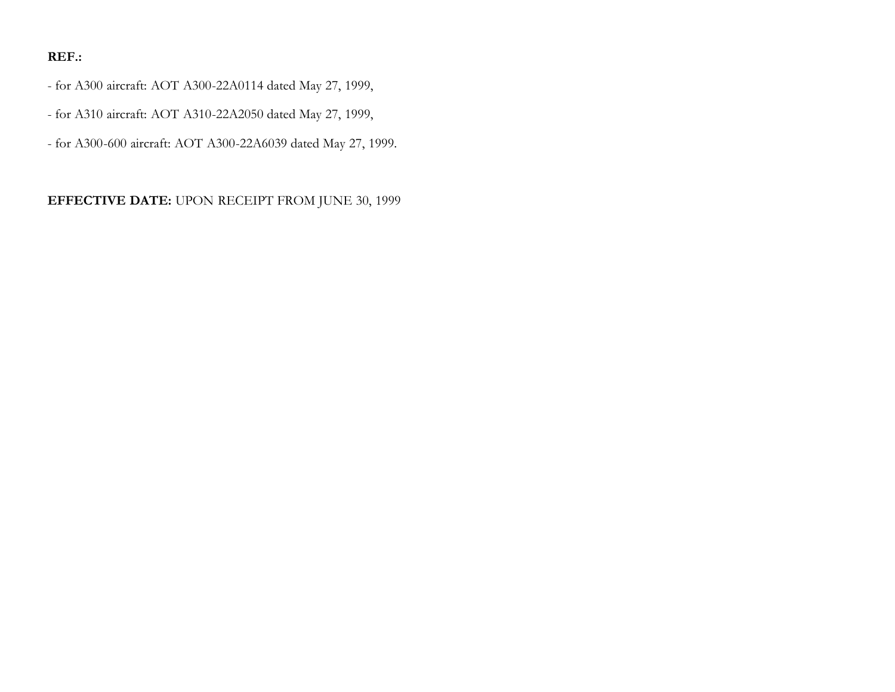**REF.:**

- for A300 aircraft: AOT A300-22A0114 dated May 27, 1999,

- for A310 aircraft: AOT A310-22A2050 dated May 27, 1999,

- for A300-600 aircraft: AOT A300-22A6039 dated May 27, 1999.

**EFFECTIVE DATE:** UPON RECEIPT FROM JUNE 30, 1999